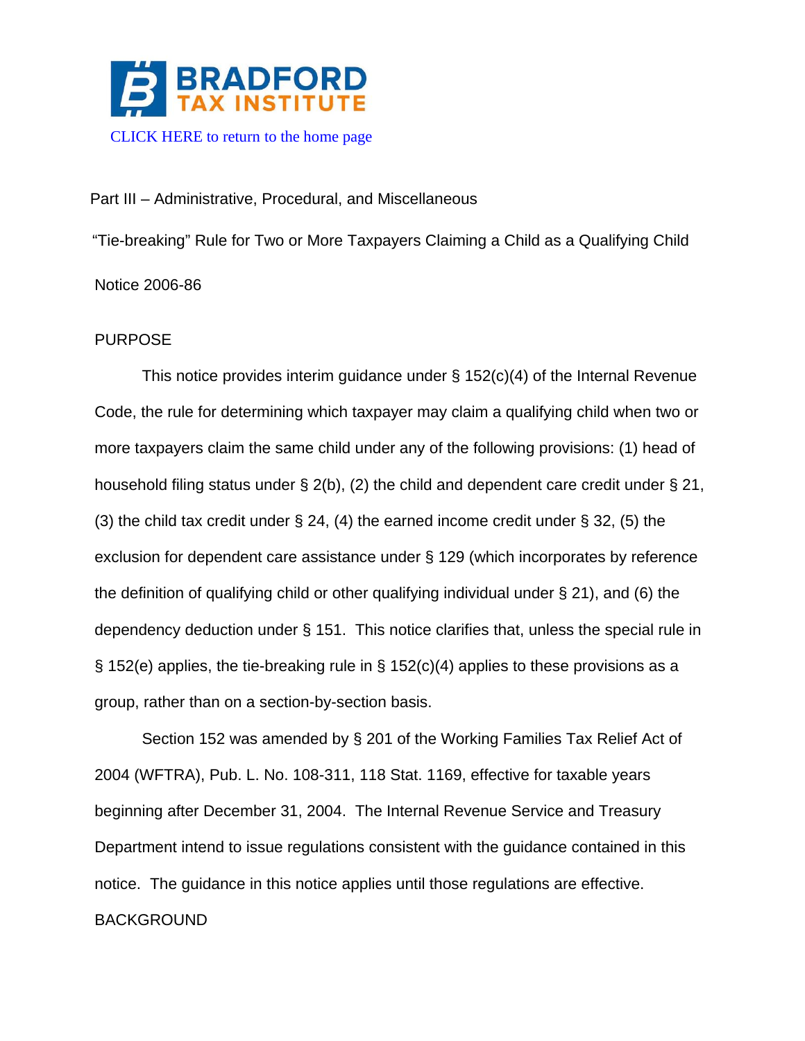BRADFORD TAX INSTITUTE

CLICK HERE to return to the home page

Part III – Administrative, Procedural, and Miscellaneous

"Tie-breaking" Rule for Two or More Taxpayers Claiming a Child as a Qualifying Child

Notice 2006-86

## PURPOSE

This notice provides interim guidance under § 152(c)(4) of the Internal Revenue Code, the rule for determining which taxpayer may claim a qualifying child when two or more taxpayers claim the same child under any of the following provisions: (1) head of household filing status under § 2(b), (2) the child and dependent care credit under § 21, (3) the child tax credit under § 24, (4) the earned income credit under § 32, (5) the exclusion for dependent care assistance under § 129 (which incorporates by reference the definition of qualifying child or other qualifying individual under § 21), and (6) the dependency deduction under § 151. This notice clarifies that, unless the special rule in § 152(e) applies, the tie-breaking rule in § 152(c)(4) applies to these provisions as a group, rather than on a section-by-section basis.

Section 152 was amended by § 201 of the Working Families Tax Relief Act of 2004 (WFTRA), Pub. L. No. 108-311, 118 Stat. 1169, effective for taxable years beginning after December 31, 2004. The Internal Revenue Service and Treasury Department intend to issue regulations consistent with the guidance contained in this notice. The guidance in this notice applies until those regulations are effective.

## BACKGROUND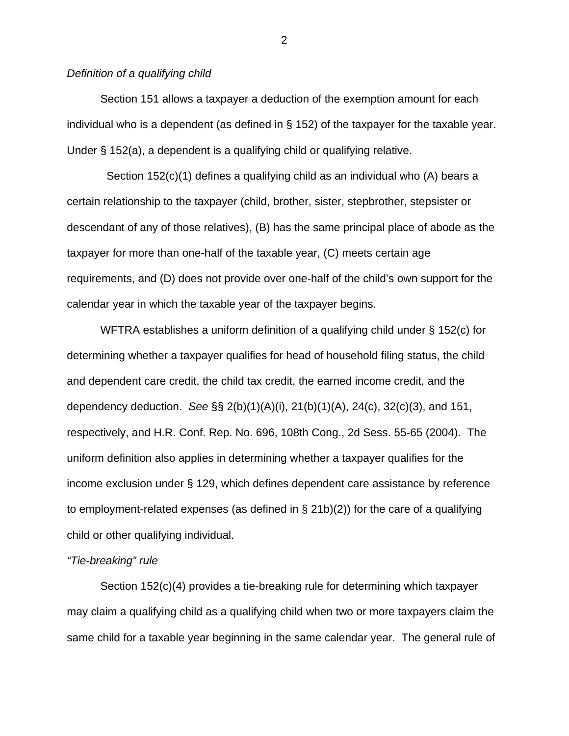*Definition of a qualifying child*

Section 151 allows a taxpayer a deduction of the exemption amount for each individual who is a dependent (as defined in § 152) of the taxpayer for the taxable year. Under § 152(a), a dependent is a qualifying child or qualifying relative.

Section 152(c)(1) defines a qualifying child as an individual who (A) bears a certain relationship to the taxpayer (child, brother, sister, stepbrother, stepsister or descendant of any of those relatives), (B) has the same principal place of abode as the taxpayer for more than one-half of the taxable year, (C) meets certain age requirements, and (D) does not provide over one-half of the child's own support for the calendar year in which the taxable year of the taxpayer begins.

WFTRA establishes a uniform definition of a qualifying child under § 152(c) for determining whether a taxpayer qualifies for head of household filing status, the child and dependent care credit, the child tax credit, the earned income credit, and the dependency deduction. *See* §§ 2(b)(1)(A)(i), 21(b)(1)(A), 24(c), 32(c)(3), and 151, respectively, and H.R. Conf. Rep. No. 696, 108th Cong., 2d Sess. 55-65 (2004). The uniform definition also applies in determining whether a taxpayer qualifies for the income exclusion under § 129, which defines dependent care assistance by reference to employment-related expenses (as defined in § 21b)(2)) for the care of a qualifying child or other qualifying individual.

*"Tie-breaking" rule*

Section 152(c)(4) provides a tie-breaking rule for determining which taxpayer may claim a qualifying child as a qualifying child when two or more taxpayers claim the same child for a taxable year beginning in the same calendar year. The general rule of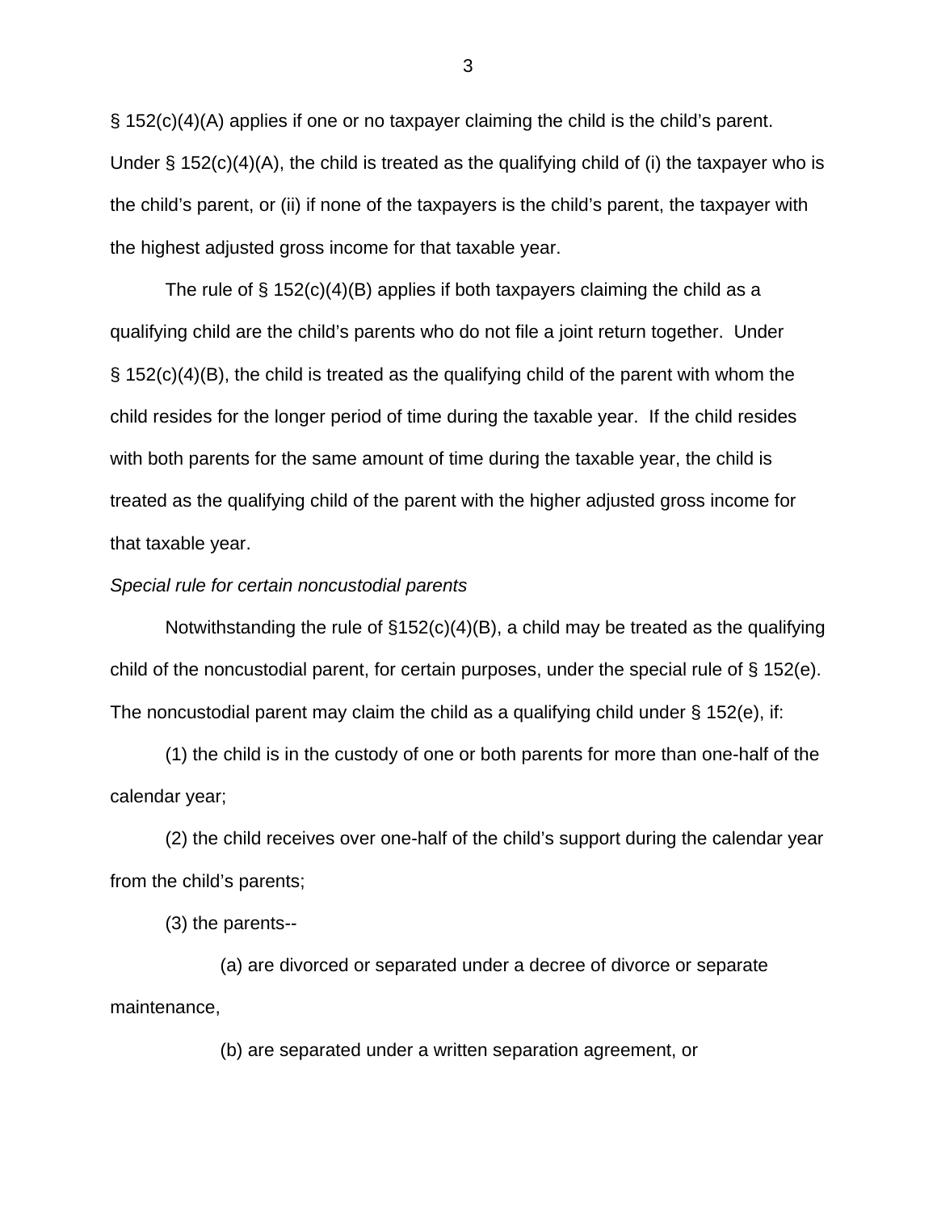§ 152(c)(4)(A) applies if one or no taxpayer claiming the child is the child's parent. Under § 152(c)(4)(A), the child is treated as the qualifying child of (i) the taxpayer who is the child's parent, or (ii) if none of the taxpayers is the child's parent, the taxpayer with the highest adjusted gross income for that taxable year.

The rule of § 152(c)(4)(B) applies if both taxpayers claiming the child as a qualifying child are the child's parents who do not file a joint return together. Under § 152(c)(4)(B), the child is treated as the qualifying child of the parent with whom the child resides for the longer period of time during the taxable year. If the child resides with both parents for the same amount of time during the taxable year, the child is treated as the qualifying child of the parent with the higher adjusted gross income for that taxable year.

*Special rule for certain noncustodial parents*

Notwithstanding the rule of §152(c)(4)(B), a child may be treated as the qualifying child of the noncustodial parent, for certain purposes, under the special rule of § 152(e). The noncustodial parent may claim the child as a qualifying child under § 152(e), if:

(1) the child is in the custody of one or both parents for more than one-half of the calendar year;

(2) the child receives over one-half of the child's support during the calendar year from the child's parents;

(3) the parents--

(a) are divorced or separated under a decree of divorce or separate maintenance,

(b) are separated under a written separation agreement, or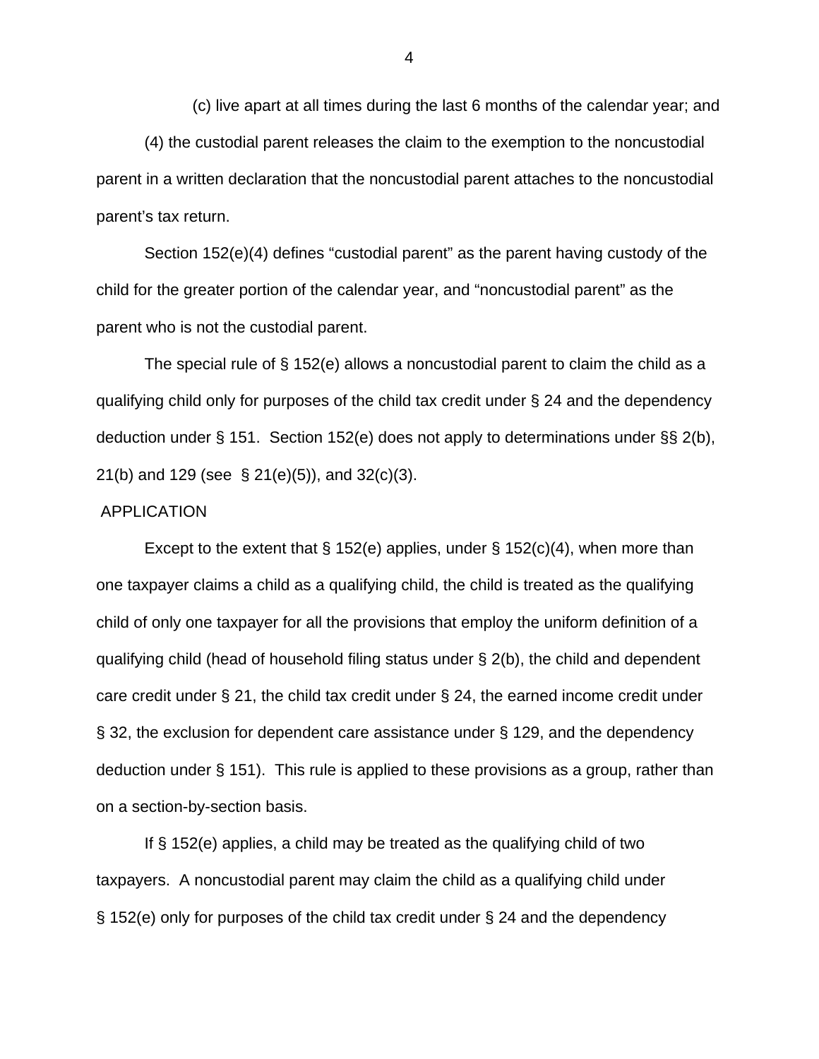(c) live apart at all times during the last 6 months of the calendar year; and

(4) the custodial parent releases the claim to the exemption to the noncustodial parent in a written declaration that the noncustodial parent attaches to the noncustodial parent's tax return.

Section 152(e)(4) defines "custodial parent" as the parent having custody of the child for the greater portion of the calendar year, and "noncustodial parent" as the parent who is not the custodial parent.

The special rule of § 152(e) allows a noncustodial parent to claim the child as a qualifying child only for purposes of the child tax credit under § 24 and the dependency deduction under § 151. Section 152(e) does not apply to determinations under §§ 2(b), 21(b) and 129 (see § 21(e)(5)), and 32(c)(3).

APPLICATION

Except to the extent that § 152(e) applies, under § 152(c)(4), when more than one taxpayer claims a child as a qualifying child, the child is treated as the qualifying child of only one taxpayer for all the provisions that employ the uniform definition of a qualifying child (head of household filing status under § 2(b), the child and dependent care credit under § 21, the child tax credit under § 24, the earned income credit under § 32, the exclusion for dependent care assistance under § 129, and the dependency deduction under § 151). This rule is applied to these provisions as a group, rather than on a section-by-section basis.

If § 152(e) applies, a child may be treated as the qualifying child of two taxpayers. A noncustodial parent may claim the child as a qualifying child under § 152(e) only for purposes of the child tax credit under § 24 and the dependency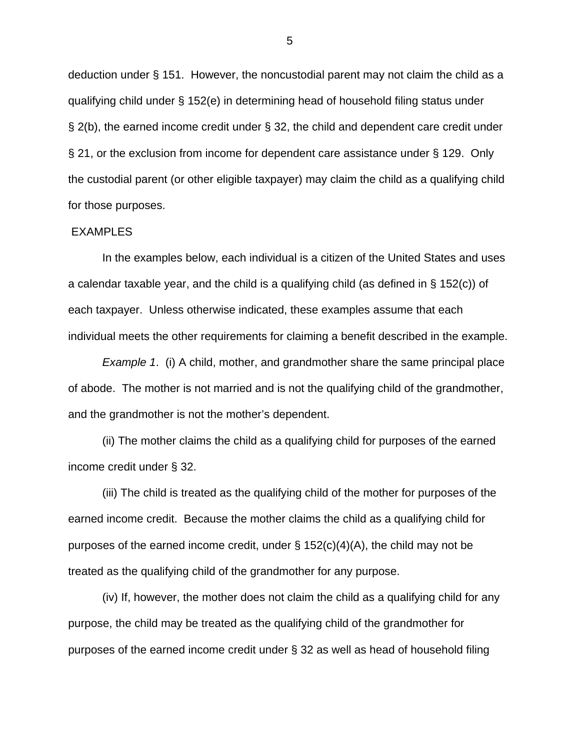deduction under § 151. However, the noncustodial parent may not claim the child as a qualifying child under § 152(e) in determining head of household filing status under § 2(b), the earned income credit under § 32, the child and dependent care credit under § 21, or the exclusion from income for dependent care assistance under § 129. Only the custodial parent (or other eligible taxpayer) may claim the child as a qualifying child for those purposes.

EXAMPLES

In the examples below, each individual is a citizen of the United States and uses a calendar taxable year, and the child is a qualifying child (as defined in § 152(c)) of each taxpayer. Unless otherwise indicated, these examples assume that each individual meets the other requirements for claiming a benefit described in the example.

*Example 1*. (i) A child, mother, and grandmother share the same principal place of abode. The mother is not married and is not the qualifying child of the grandmother, and the grandmother is not the mother's dependent.

(ii) The mother claims the child as a qualifying child for purposes of the earned income credit under § 32.

(iii) The child is treated as the qualifying child of the mother for purposes of the earned income credit. Because the mother claims the child as a qualifying child for purposes of the earned income credit, under § 152(c)(4)(A), the child may not be treated as the qualifying child of the grandmother for any purpose.

(iv) If, however, the mother does not claim the child as a qualifying child for any purpose, the child may be treated as the qualifying child of the grandmother for purposes of the earned income credit under § 32 as well as head of household filing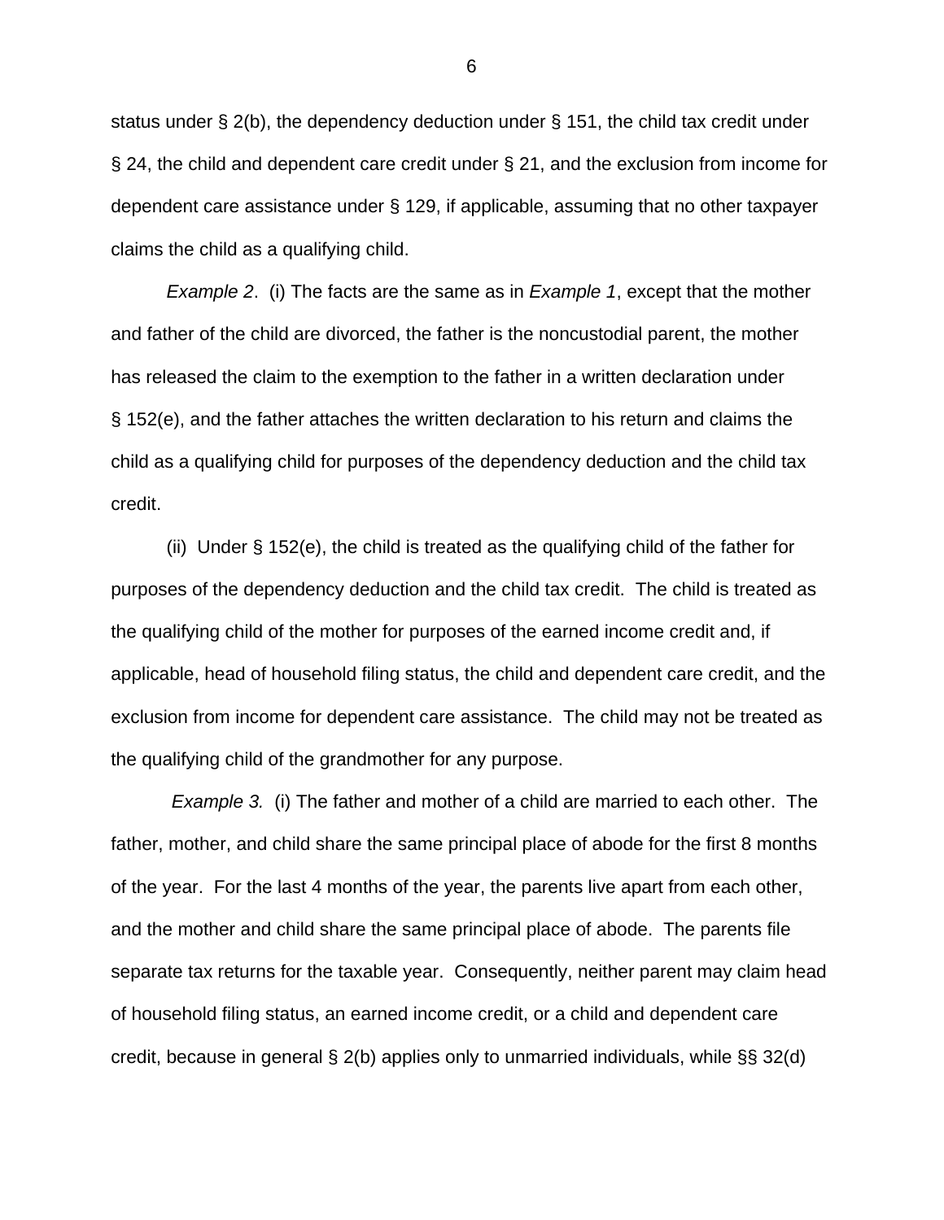status under § 2(b), the dependency deduction under § 151, the child tax credit under § 24, the child and dependent care credit under § 21, and the exclusion from income for dependent care assistance under § 129, if applicable, assuming that no other taxpayer claims the child as a qualifying child.

*Example 2*. (i) The facts are the same as in *Example 1*, except that the mother and father of the child are divorced, the father is the noncustodial parent, the mother has released the claim to the exemption to the father in a written declaration under § 152(e), and the father attaches the written declaration to his return and claims the child as a qualifying child for purposes of the dependency deduction and the child tax credit.

(ii) Under § 152(e), the child is treated as the qualifying child of the father for purposes of the dependency deduction and the child tax credit. The child is treated as the qualifying child of the mother for purposes of the earned income credit and, if applicable, head of household filing status, the child and dependent care credit, and the exclusion from income for dependent care assistance. The child may not be treated as the qualifying child of the grandmother for any purpose.

*Example 3.* (i) The father and mother of a child are married to each other. The father, mother, and child share the same principal place of abode for the first 8 months of the year. For the last 4 months of the year, the parents live apart from each other, and the mother and child share the same principal place of abode. The parents file separate tax returns for the taxable year. Consequently, neither parent may claim head of household filing status, an earned income credit, or a child and dependent care credit, because in general § 2(b) applies only to unmarried individuals, while §§ 32(d)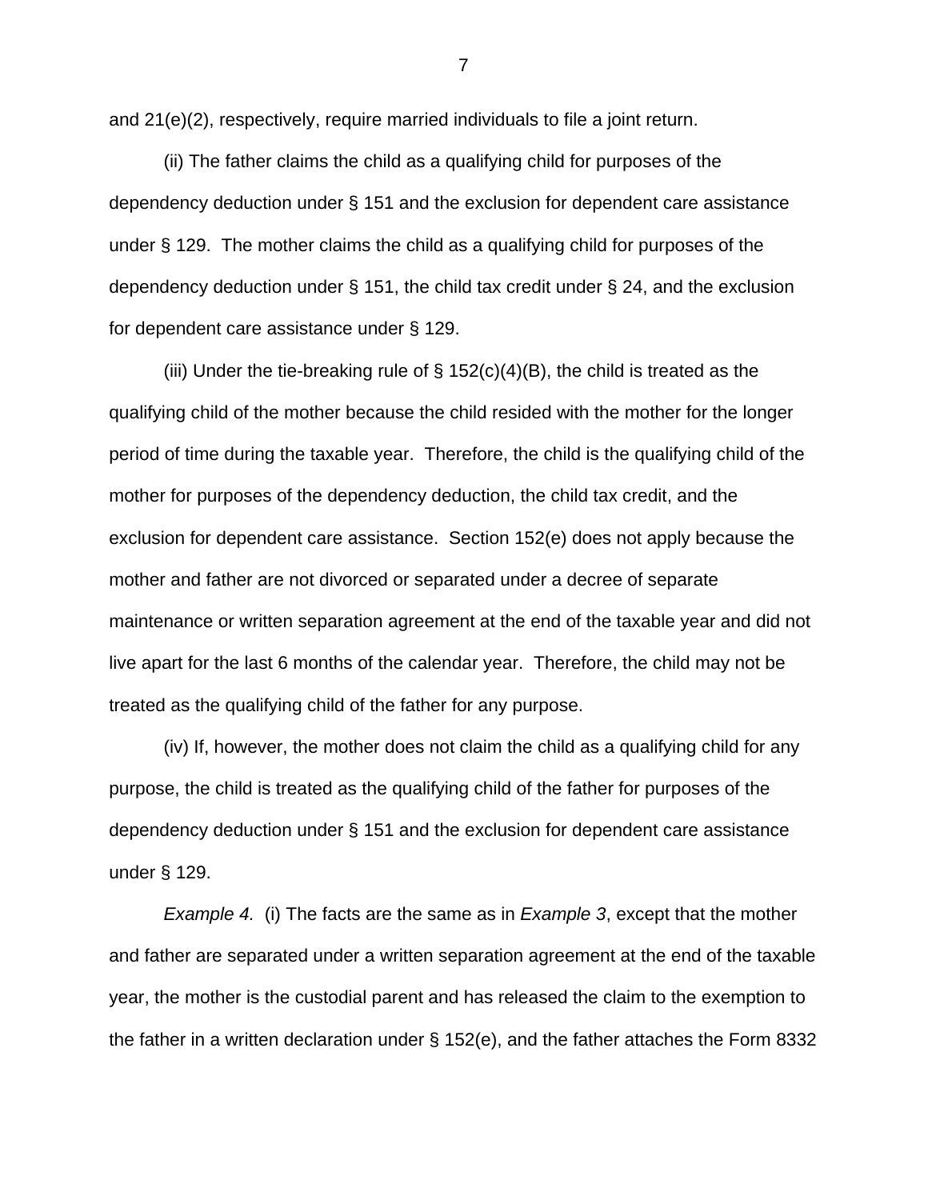and 21(e)(2), respectively, require married individuals to file a joint return.

(ii) The father claims the child as a qualifying child for purposes of the dependency deduction under § 151 and the exclusion for dependent care assistance under § 129. The mother claims the child as a qualifying child for purposes of the dependency deduction under § 151, the child tax credit under § 24, and the exclusion for dependent care assistance under § 129.

(iii) Under the tie-breaking rule of § 152(c)(4)(B), the child is treated as the qualifying child of the mother because the child resided with the mother for the longer period of time during the taxable year. Therefore, the child is the qualifying child of the mother for purposes of the dependency deduction, the child tax credit, and the exclusion for dependent care assistance. Section 152(e) does not apply because the mother and father are not divorced or separated under a decree of separate maintenance or written separation agreement at the end of the taxable year and did not live apart for the last 6 months of the calendar year. Therefore, the child may not be treated as the qualifying child of the father for any purpose.

(iv) If, however, the mother does not claim the child as a qualifying child for any purpose, the child is treated as the qualifying child of the father for purposes of the dependency deduction under § 151 and the exclusion for dependent care assistance under § 129.

*Example 4.* (i) The facts are the same as in *Example 3*, except that the mother and father are separated under a written separation agreement at the end of the taxable year, the mother is the custodial parent and has released the claim to the exemption to the father in a written declaration under § 152(e), and the father attaches the Form 8332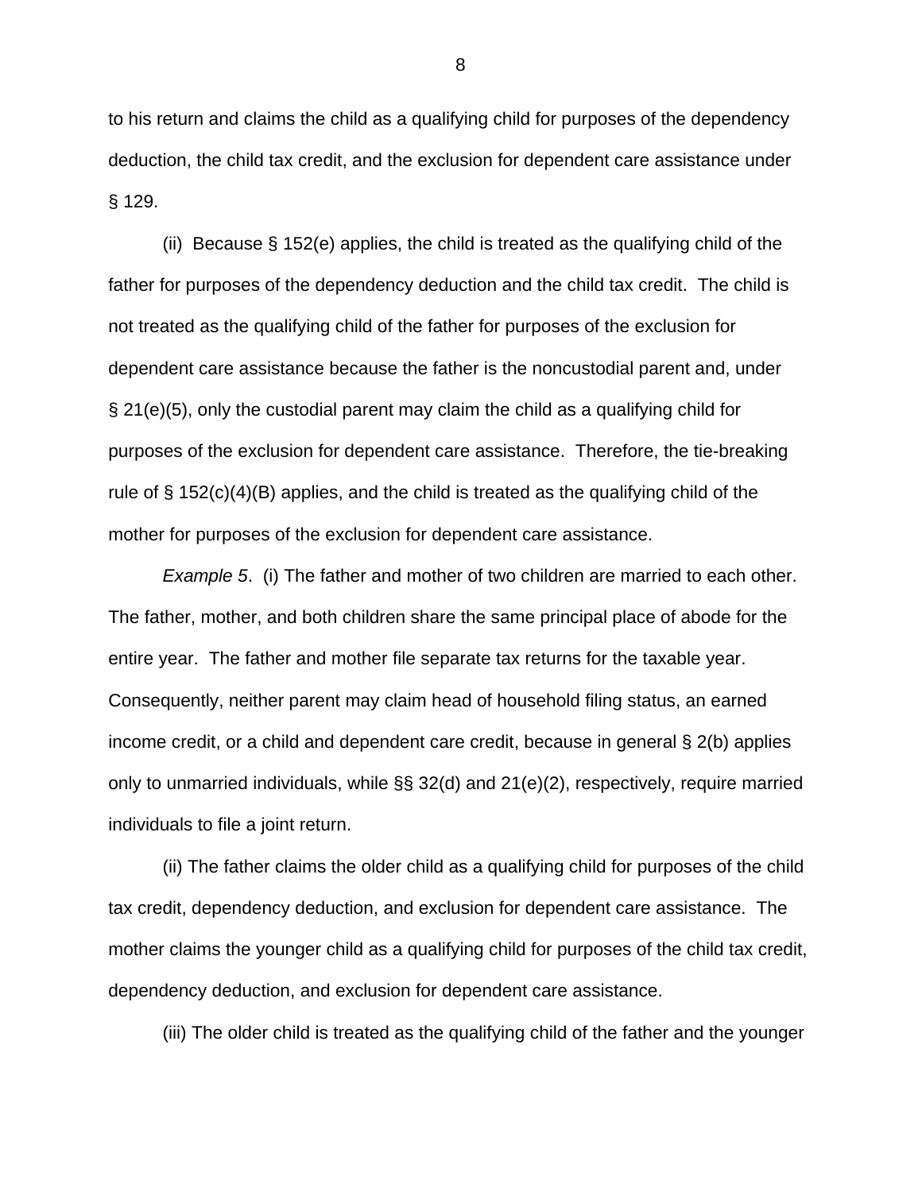to his return and claims the child as a qualifying child for purposes of the dependency deduction, the child tax credit, and the exclusion for dependent care assistance under § 129.

(ii) Because § 152(e) applies, the child is treated as the qualifying child of the father for purposes of the dependency deduction and the child tax credit. The child is not treated as the qualifying child of the father for purposes of the exclusion for dependent care assistance because the father is the noncustodial parent and, under § 21(e)(5), only the custodial parent may claim the child as a qualifying child for purposes of the exclusion for dependent care assistance. Therefore, the tie-breaking rule of § 152(c)(4)(B) applies, and the child is treated as the qualifying child of the mother for purposes of the exclusion for dependent care assistance.

*Example 5*. (i) The father and mother of two children are married to each other. The father, mother, and both children share the same principal place of abode for the entire year. The father and mother file separate tax returns for the taxable year. Consequently, neither parent may claim head of household filing status, an earned income credit, or a child and dependent care credit, because in general § 2(b) applies only to unmarried individuals, while §§ 32(d) and 21(e)(2), respectively, require married individuals to file a joint return.

(ii) The father claims the older child as a qualifying child for purposes of the child tax credit, dependency deduction, and exclusion for dependent care assistance. The mother claims the younger child as a qualifying child for purposes of the child tax credit, dependency deduction, and exclusion for dependent care assistance.

(iii) The older child is treated as the qualifying child of the father and the younger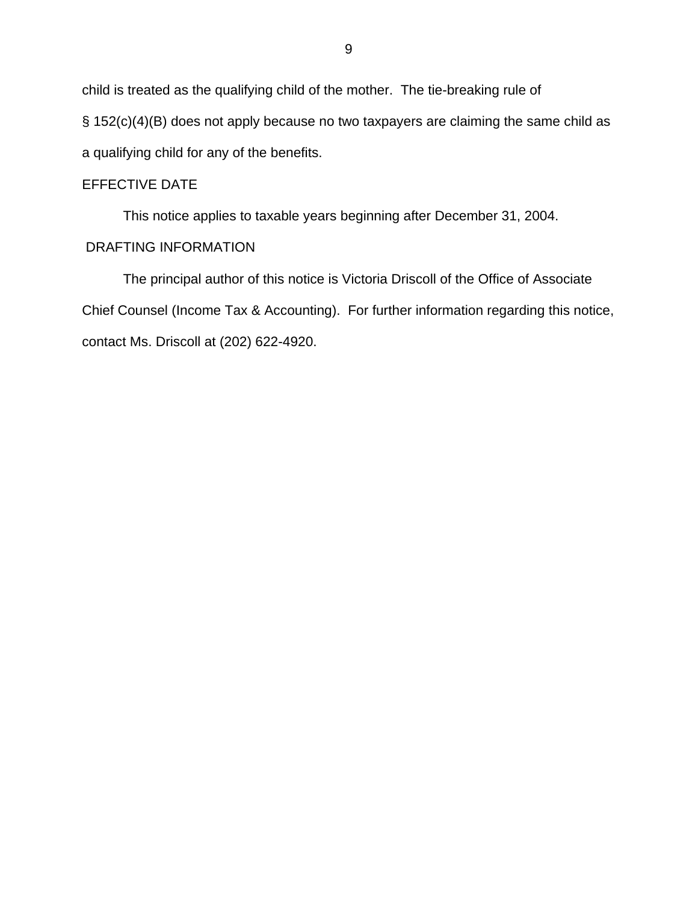child is treated as the qualifying child of the mother. The tie-breaking rule of § 152(c)(4)(B) does not apply because no two taxpayers are claiming the same child as a qualifying child for any of the benefits.

## EFFECTIVE DATE

This notice applies to taxable years beginning after December 31, 2004.

## DRAFTING INFORMATION

The principal author of this notice is Victoria Driscoll of the Office of Associate Chief Counsel (Income Tax & Accounting). For further information regarding this notice, contact Ms. Driscoll at (202) 622-4920.